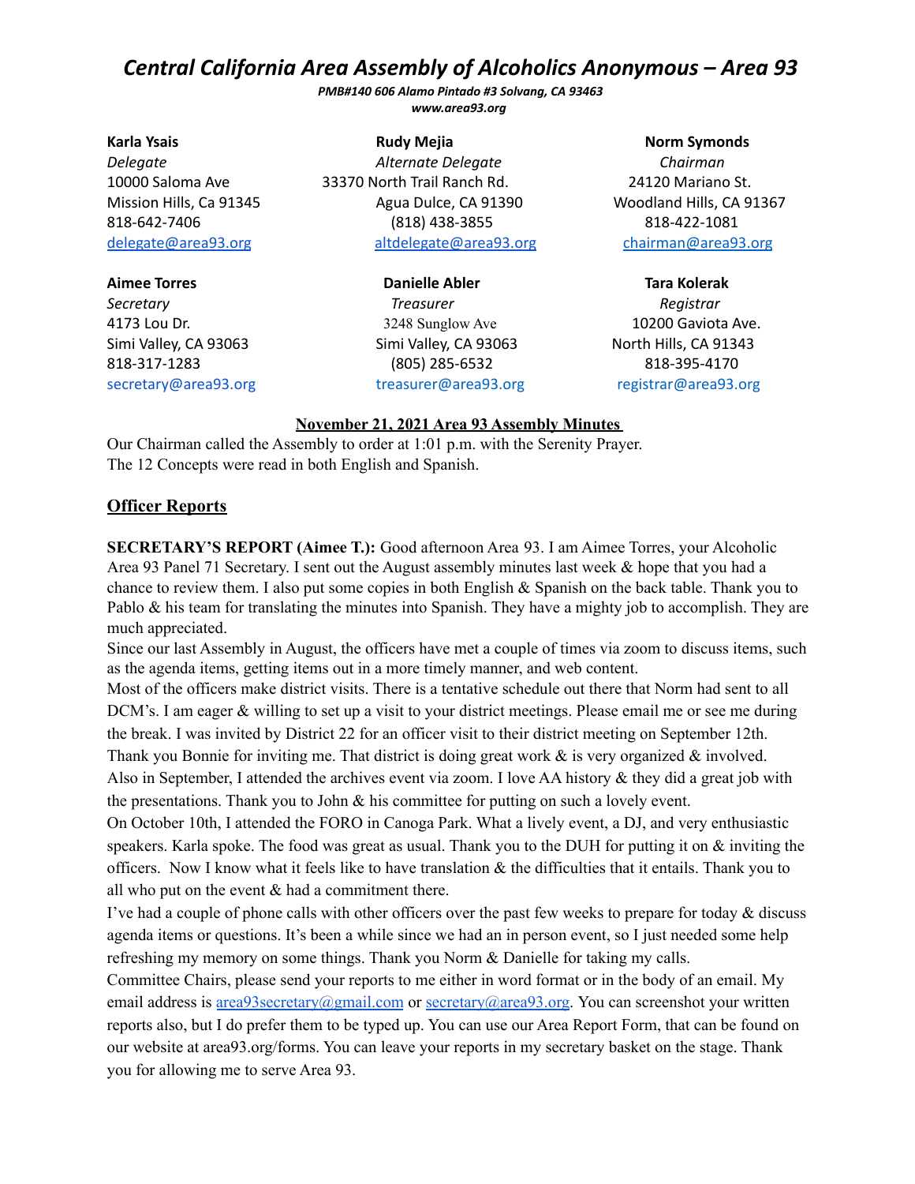# *Central California Area Assembly of Alcoholics Anonymous – Area 93*

***PMB#140 606 Alamo Pintado #3 Solvang, CA 93463***
***www.area93.org***

**Karla Ysais**
*Delegate*
10000 Saloma Ave
Mission Hills, Ca 91345
818-642-7406
delegate@area93.org

**Rudy Mejia**
*Alternate Delegate*
33370 North Trail Ranch Rd.
Agua Dulce, CA 91390
(818) 438-3855
altdelegate@area93.org

**Norm Symonds**
*Chairman*
24120 Mariano St.
Woodland Hills, CA 91367
818-422-1081
chairman@area93.org

**Aimee Torres**
*Secretary*
4173 Lou Dr.
Simi Valley, CA 93063
818-317-1283
secretary@area93.org

**Danielle Abler**
*Treasurer*
3248 Sunglow Ave
Simi Valley, CA 93063
(805) 285-6532
treasurer@area93.org

**Tara Kolerak**
*Registrar*
10200 Gaviota Ave.
North Hills, CA 91343
818-395-4170
registrar@area93.org

**November 21, 2021 Area 93 Assembly Minutes**

Our Chairman called the Assembly to order at 1:01 p.m. with the Serenity Prayer.
The 12 Concepts were read in both English and Spanish.

## Officer Reports

**SECRETARY'S REPORT (Aimee T.):** Good afternoon Area 93. I am Aimee Torres, your Alcoholic Area 93 Panel 71 Secretary. I sent out the August assembly minutes last week & hope that you had a chance to review them. I also put some copies in both English & Spanish on the back table. Thank you to Pablo & his team for translating the minutes into Spanish. They have a mighty job to accomplish. They are much appreciated.
Since our last Assembly in August, the officers have met a couple of times via zoom to discuss items, such as the agenda items, getting items out in a more timely manner, and web content.
Most of the officers make district visits. There is a tentative schedule out there that Norm had sent to all DCM's. I am eager & willing to set up a visit to your district meetings. Please email me or see me during the break. I was invited by District 22 for an officer visit to their district meeting on September 12th. Thank you Bonnie for inviting me. That district is doing great work & is very organized & involved.
Also in September, I attended the archives event via zoom. I love AA history & they did a great job with the presentations. Thank you to John & his committee for putting on such a lovely event.
On October 10th, I attended the FORO in Canoga Park. What a lively event, a DJ, and very enthusiastic speakers. Karla spoke. The food was great as usual. Thank you to the DUH for putting it on & inviting the officers. Now I know what it feels like to have translation & the difficulties that it entails. Thank you to all who put on the event & had a commitment there.
I've had a couple of phone calls with other officers over the past few weeks to prepare for today & discuss agenda items or questions. It's been a while since we had an in person event, so I just needed some help refreshing my memory on some things. Thank you Norm & Danielle for taking my calls.
Committee Chairs, please send your reports to me either in word format or in the body of an email. My email address is area93secretary@gmail.com or secretary@area93.org. You can screenshot your written reports also, but I do prefer them to be typed up. You can use our Area Report Form, that can be found on our website at area93.org/forms. You can leave your reports in my secretary basket on the stage. Thank you for allowing me to serve Area 93.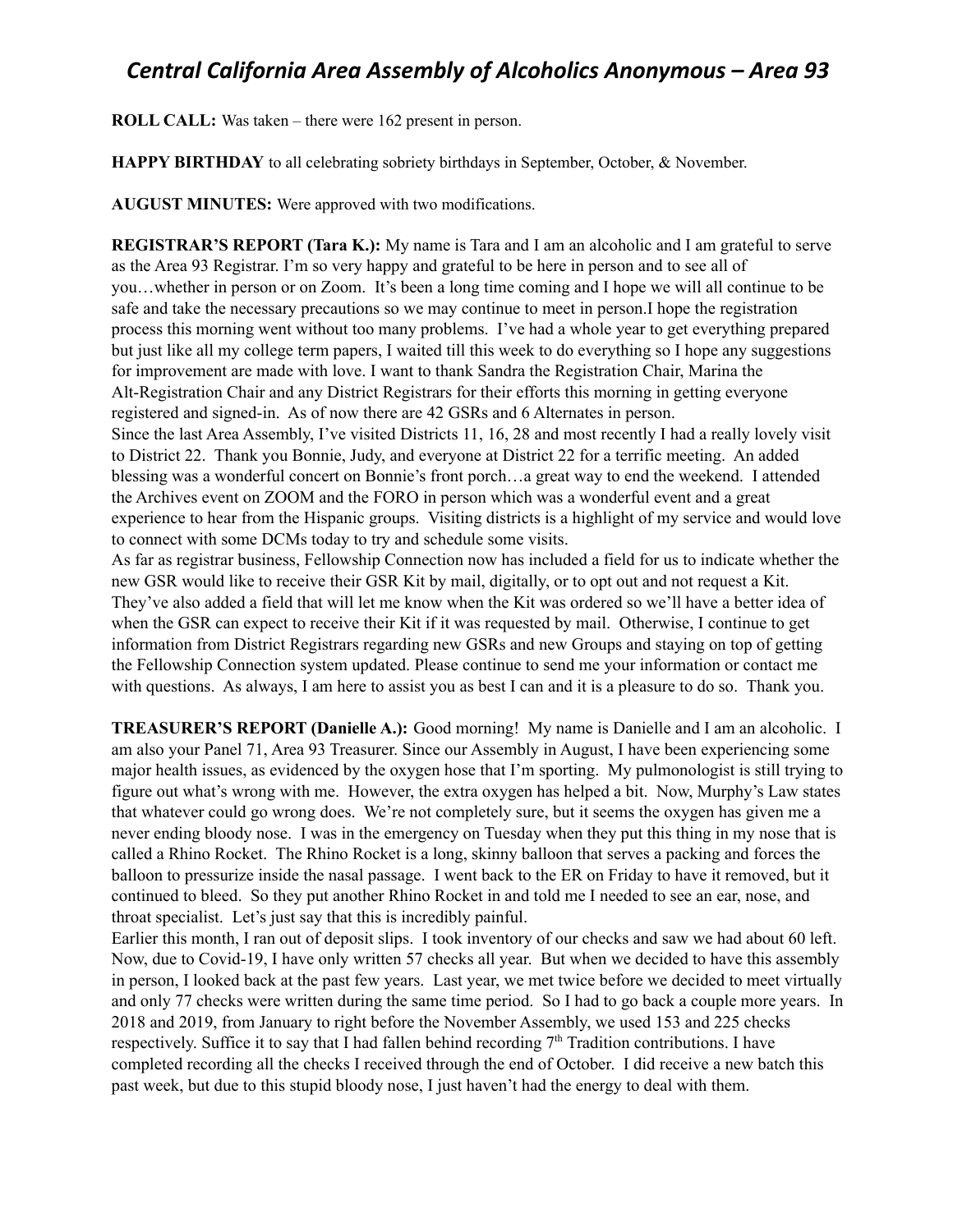# Central California Area Assembly of Alcoholics Anonymous – Area 93

**ROLL CALL:** Was taken – there were 162 present in person.

**HAPPY BIRTHDAY** to all celebrating sobriety birthdays in September, October, & November.

**AUGUST MINUTES:** Were approved with two modifications.

**REGISTRAR'S REPORT (Tara K.):** My name is Tara and I am an alcoholic and I am grateful to serve as the Area 93 Registrar. I'm so very happy and grateful to be here in person and to see all of you…whether in person or on Zoom. It's been a long time coming and I hope we will all continue to be safe and take the necessary precautions so we may continue to meet in person.I hope the registration process this morning went without too many problems. I've had a whole year to get everything prepared but just like all my college term papers, I waited till this week to do everything so I hope any suggestions for improvement are made with love. I want to thank Sandra the Registration Chair, Marina the Alt-Registration Chair and any District Registrars for their efforts this morning in getting everyone registered and signed-in. As of now there are 42 GSRs and 6 Alternates in person.
Since the last Area Assembly, I've visited Districts 11, 16, 28 and most recently I had a really lovely visit to District 22. Thank you Bonnie, Judy, and everyone at District 22 for a terrific meeting. An added blessing was a wonderful concert on Bonnie's front porch…a great way to end the weekend. I attended the Archives event on ZOOM and the FORO in person which was a wonderful event and a great experience to hear from the Hispanic groups. Visiting districts is a highlight of my service and would love to connect with some DCMs today to try and schedule some visits.
As far as registrar business, Fellowship Connection now has included a field for us to indicate whether the new GSR would like to receive their GSR Kit by mail, digitally, or to opt out and not request a Kit. They've also added a field that will let me know when the Kit was ordered so we'll have a better idea of when the GSR can expect to receive their Kit if it was requested by mail. Otherwise, I continue to get information from District Registrars regarding new GSRs and new Groups and staying on top of getting the Fellowship Connection system updated. Please continue to send me your information or contact me with questions. As always, I am here to assist you as best I can and it is a pleasure to do so. Thank you.

**TREASURER'S REPORT (Danielle A.):** Good morning! My name is Danielle and I am an alcoholic. I am also your Panel 71, Area 93 Treasurer. Since our Assembly in August, I have been experiencing some major health issues, as evidenced by the oxygen hose that I'm sporting. My pulmonologist is still trying to figure out what's wrong with me. However, the extra oxygen has helped a bit. Now, Murphy's Law states that whatever could go wrong does. We're not completely sure, but it seems the oxygen has given me a never ending bloody nose. I was in the emergency on Tuesday when they put this thing in my nose that is called a Rhino Rocket. The Rhino Rocket is a long, skinny balloon that serves a packing and forces the balloon to pressurize inside the nasal passage. I went back to the ER on Friday to have it removed, but it continued to bleed. So they put another Rhino Rocket in and told me I needed to see an ear, nose, and throat specialist. Let's just say that this is incredibly painful.
Earlier this month, I ran out of deposit slips. I took inventory of our checks and saw we had about 60 left. Now, due to Covid-19, I have only written 57 checks all year. But when we decided to have this assembly in person, I looked back at the past few years. Last year, we met twice before we decided to meet virtually and only 77 checks were written during the same time period. So I had to go back a couple more years. In 2018 and 2019, from January to right before the November Assembly, we used 153 and 225 checks respectively. Suffice it to say that I had fallen behind recording 7th Tradition contributions. I have completed recording all the checks I received through the end of October. I did receive a new batch this past week, but due to this stupid bloody nose, I just haven't had the energy to deal with them.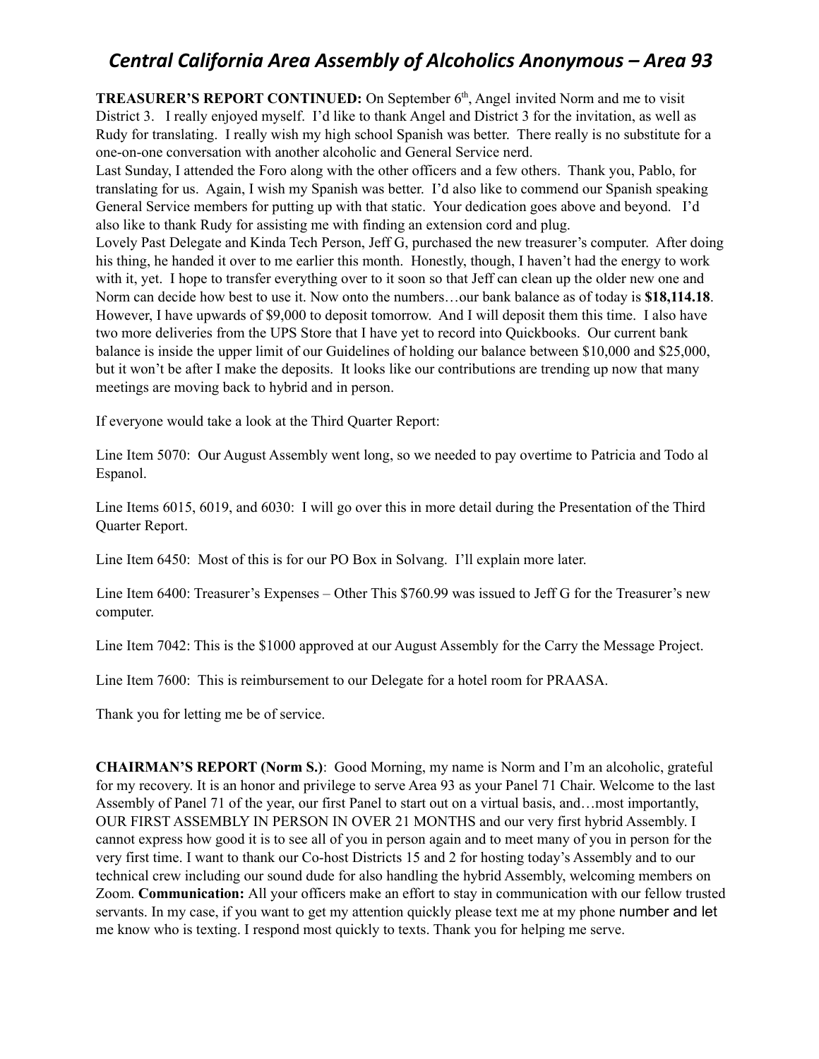**TREASURER'S REPORT CONTINUED:** On September 6th, Angel invited Norm and me to visit District 3. I really enjoyed myself. I'd like to thank Angel and District 3 for the invitation, as well as Rudy for translating. I really wish my high school Spanish was better. There really is no substitute for a one-on-one conversation with another alcoholic and General Service nerd.

Last Sunday, I attended the Foro along with the other officers and a few others. Thank you, Pablo, for translating for us. Again, I wish my Spanish was better. I'd also like to commend our Spanish speaking General Service members for putting up with that static. Your dedication goes above and beyond. I'd also like to thank Rudy for assisting me with finding an extension cord and plug.

Lovely Past Delegate and Kinda Tech Person, Jeff G, purchased the new treasurer's computer. After doing his thing, he handed it over to me earlier this month. Honestly, though, I haven't had the energy to work with it, yet. I hope to transfer everything over to it soon so that Jeff can clean up the older new one and Norm can decide how best to use it. Now onto the numbers…our bank balance as of today is **$18,114.18**. However, I have upwards of $9,000 to deposit tomorrow. And I will deposit them this time. I also have two more deliveries from the UPS Store that I have yet to record into Quickbooks. Our current bank balance is inside the upper limit of our Guidelines of holding our balance between $10,000 and $25,000, but it won't be after I make the deposits. It looks like our contributions are trending up now that many meetings are moving back to hybrid and in person.

If everyone would take a look at the Third Quarter Report:

Line Item 5070: Our August Assembly went long, so we needed to pay overtime to Patricia and Todo al Espanol.

Line Items 6015, 6019, and 6030: I will go over this in more detail during the Presentation of the Third Quarter Report.

Line Item 6450: Most of this is for our PO Box in Solvang. I'll explain more later.

Line Item 6400: Treasurer's Expenses – Other This $760.99 was issued to Jeff G for the Treasurer's new computer.

Line Item 7042: This is the $1000 approved at our August Assembly for the Carry the Message Project.

Line Item 7600: This is reimbursement to our Delegate for a hotel room for PRAASA.

Thank you for letting me be of service.

**CHAIRMAN'S REPORT (Norm S.)**: Good Morning, my name is Norm and I'm an alcoholic, grateful for my recovery. It is an honor and privilege to serve Area 93 as your Panel 71 Chair. Welcome to the last Assembly of Panel 71 of the year, our first Panel to start out on a virtual basis, and…most importantly, OUR FIRST ASSEMBLY IN PERSON IN OVER 21 MONTHS and our very first hybrid Assembly. I cannot express how good it is to see all of you in person again and to meet many of you in person for the very first time. I want to thank our Co-host Districts 15 and 2 for hosting today's Assembly and to our technical crew including our sound dude for also handling the hybrid Assembly, welcoming members on Zoom. **Communication:** All your officers make an effort to stay in communication with our fellow trusted servants. In my case, if you want to get my attention quickly please text me at my phone number and let me know who is texting. I respond most quickly to texts. Thank you for helping me serve.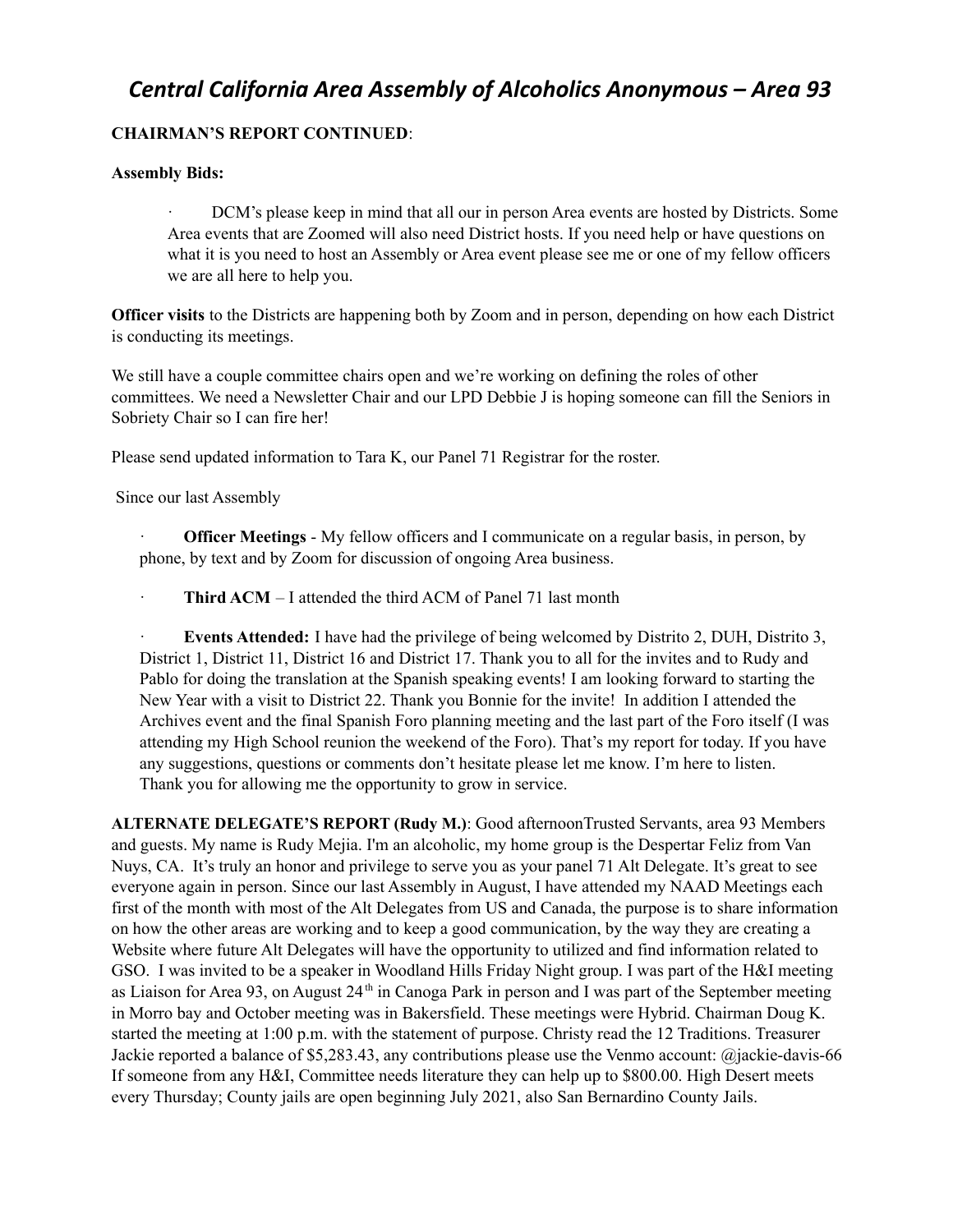# *Central California Area Assembly of Alcoholics Anonymous – Area 93*

**CHAIRMAN'S REPORT CONTINUED**:

**Assembly Bids:**

- DCM's please keep in mind that all our in person Area events are hosted by Districts. Some Area events that are Zoomed will also need District hosts. If you need help or have questions on what it is you need to host an Assembly or Area event please see me or one of my fellow officers we are all here to help you.

**Officer visits** to the Districts are happening both by Zoom and in person, depending on how each District is conducting its meetings.

We still have a couple committee chairs open and we're working on defining the roles of other committees. We need a Newsletter Chair and our LPD Debbie J is hoping someone can fill the Seniors in Sobriety Chair so I can fire her!

Please send updated information to Tara K, our Panel 71 Registrar for the roster.

Since our last Assembly

- **Officer Meetings** - My fellow officers and I communicate on a regular basis, in person, by phone, by text and by Zoom for discussion of ongoing Area business.
- **Third ACM** – I attended the third ACM of Panel 71 last month
- **Events Attended:** I have had the privilege of being welcomed by Distrito 2, DUH, Distrito 3, District 1, District 11, District 16 and District 17. Thank you to all for the invites and to Rudy and Pablo for doing the translation at the Spanish speaking events! I am looking forward to starting the New Year with a visit to District 22. Thank you Bonnie for the invite! In addition I attended the Archives event and the final Spanish Foro planning meeting and the last part of the Foro itself (I was attending my High School reunion the weekend of the Foro). That's my report for today. If you have any suggestions, questions or comments don't hesitate please let me know. I'm here to listen. Thank you for allowing me the opportunity to grow in service.

**ALTERNATE DELEGATE'S REPORT (Rudy M.)**: Good afternoonTrusted Servants, area 93 Members and guests. My name is Rudy Mejia. I'm an alcoholic, my home group is the Despertar Feliz from Van Nuys, CA. It's truly an honor and privilege to serve you as your panel 71 Alt Delegate. It's great to see everyone again in person. Since our last Assembly in August, I have attended my NAAD Meetings each first of the month with most of the Alt Delegates from US and Canada, the purpose is to share information on how the other areas are working and to keep a good communication, by the way they are creating a Website where future Alt Delegates will have the opportunity to utilized and find information related to GSO. I was invited to be a speaker in Woodland Hills Friday Night group. I was part of the H&I meeting as Liaison for Area 93, on August 24th in Canoga Park in person and I was part of the September meeting in Morro bay and October meeting was in Bakersfield. These meetings were Hybrid. Chairman Doug K. started the meeting at 1:00 p.m. with the statement of purpose. Christy read the 12 Traditions. Treasurer Jackie reported a balance of $5,283.43, any contributions please use the Venmo account: @jackie-davis-66 If someone from any H&I, Committee needs literature they can help up to $800.00. High Desert meets every Thursday; County jails are open beginning July 2021, also San Bernardino County Jails.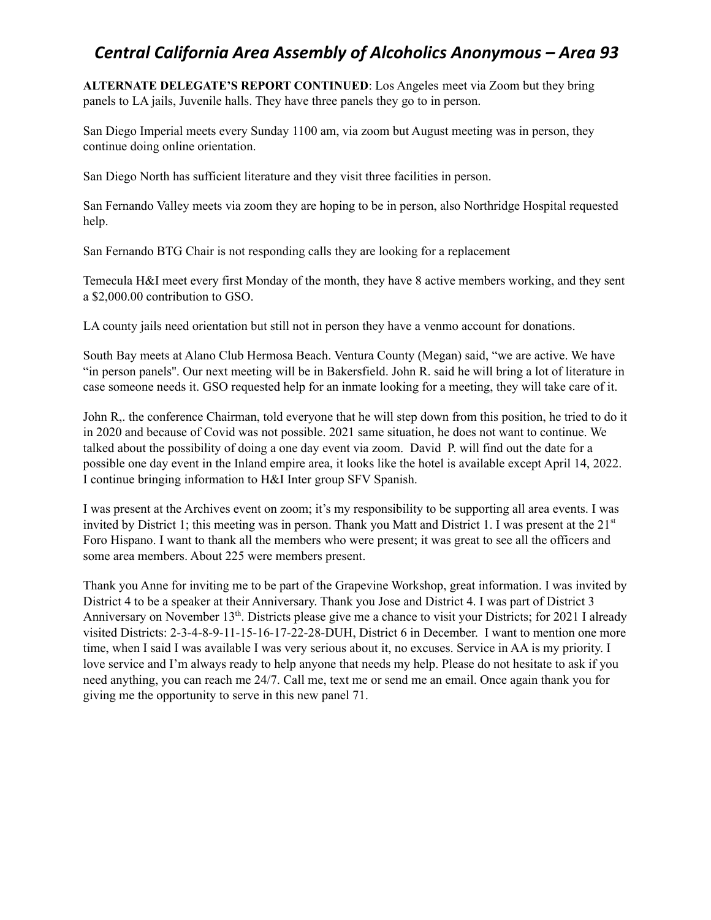**ALTERNATE DELEGATE'S REPORT CONTINUED**: Los Angeles meet via Zoom but they bring panels to LA jails, Juvenile halls. They have three panels they go to in person.

San Diego Imperial meets every Sunday 1100 am, via zoom but August meeting was in person, they continue doing online orientation.

San Diego North has sufficient literature and they visit three facilities in person.

San Fernando Valley meets via zoom they are hoping to be in person, also Northridge Hospital requested help.

San Fernando BTG Chair is not responding calls they are looking for a replacement

Temecula H&I meet every first Monday of the month, they have 8 active members working, and they sent a $2,000.00 contribution to GSO.

LA county jails need orientation but still not in person they have a venmo account for donations.

South Bay meets at Alano Club Hermosa Beach. Ventura County (Megan) said, "we are active. We have "in person panels". Our next meeting will be in Bakersfield. John R. said he will bring a lot of literature in case someone needs it. GSO requested help for an inmate looking for a meeting, they will take care of it.

John R,. the conference Chairman, told everyone that he will step down from this position, he tried to do it in 2020 and because of Covid was not possible. 2021 same situation, he does not want to continue. We talked about the possibility of doing a one day event via zoom. David P. will find out the date for a possible one day event in the Inland empire area, it looks like the hotel is available except April 14, 2022. I continue bringing information to H&I Inter group SFV Spanish.

I was present at the Archives event on zoom; it's my responsibility to be supporting all area events. I was invited by District 1; this meeting was in person. Thank you Matt and District 1. I was present at the 21st Foro Hispano. I want to thank all the members who were present; it was great to see all the officers and some area members. About 225 were members present.

Thank you Anne for inviting me to be part of the Grapevine Workshop, great information. I was invited by District 4 to be a speaker at their Anniversary. Thank you Jose and District 4. I was part of District 3 Anniversary on November 13th. Districts please give me a chance to visit your Districts; for 2021 I already visited Districts: 2-3-4-8-9-11-15-16-17-22-28-DUH, District 6 in December. I want to mention one more time, when I said I was available I was very serious about it, no excuses. Service in AA is my priority. I love service and I'm always ready to help anyone that needs my help. Please do not hesitate to ask if you need anything, you can reach me 24/7. Call me, text me or send me an email. Once again thank you for giving me the opportunity to serve in this new panel 71.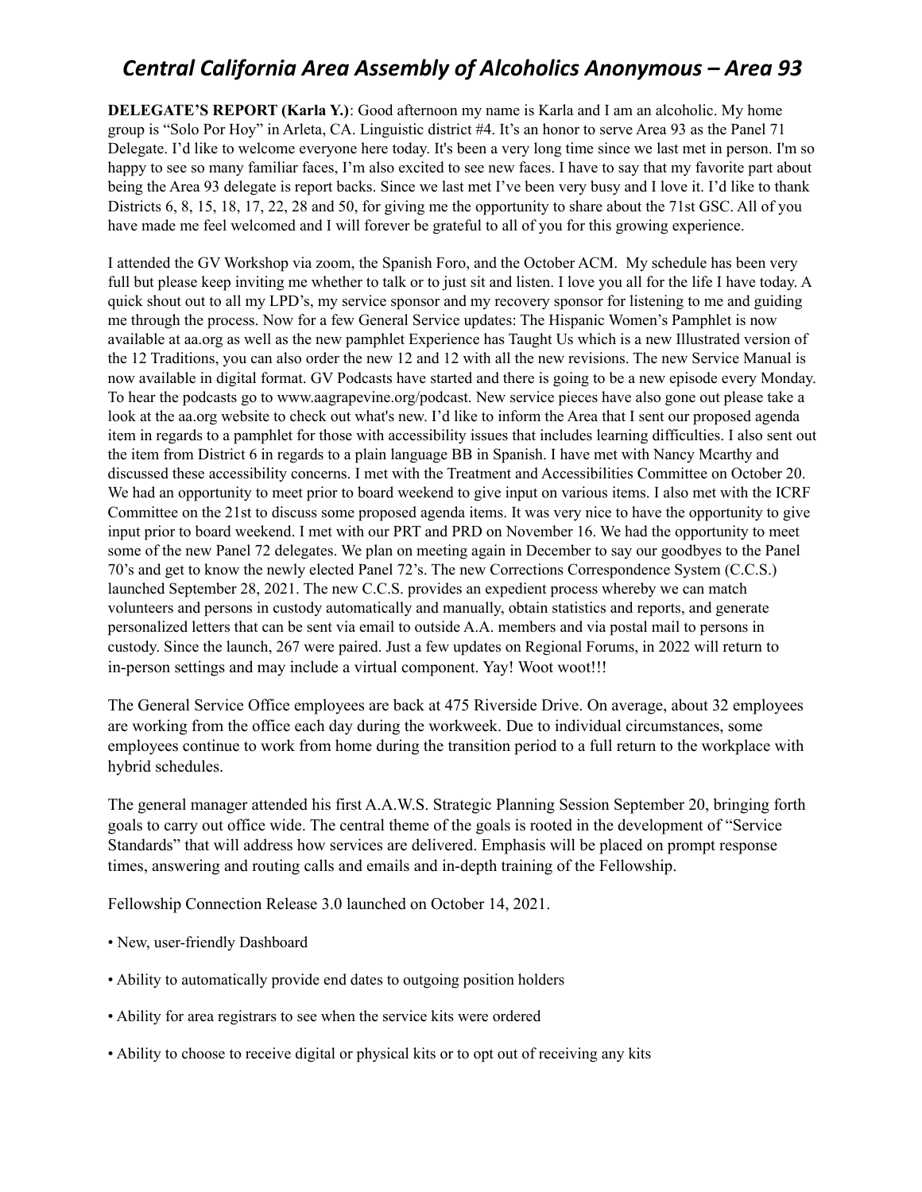# *Central California Area Assembly of Alcoholics Anonymous – Area 93*

**DELEGATE'S REPORT (Karla Y.)**: Good afternoon my name is Karla and I am an alcoholic. My home group is "Solo Por Hoy" in Arleta, CA. Linguistic district #4. It's an honor to serve Area 93 as the Panel 71 Delegate. I'd like to welcome everyone here today. It's been a very long time since we last met in person. I'm so happy to see so many familiar faces, I'm also excited to see new faces. I have to say that my favorite part about being the Area 93 delegate is report backs. Since we last met I've been very busy and I love it. I'd like to thank Districts 6, 8, 15, 18, 17, 22, 28 and 50, for giving me the opportunity to share about the 71st GSC. All of you have made me feel welcomed and I will forever be grateful to all of you for this growing experience.

I attended the GV Workshop via zoom, the Spanish Foro, and the October ACM. My schedule has been very full but please keep inviting me whether to talk or to just sit and listen. I love you all for the life I have today. A quick shout out to all my LPD's, my service sponsor and my recovery sponsor for listening to me and guiding me through the process. Now for a few General Service updates: The Hispanic Women's Pamphlet is now available at aa.org as well as the new pamphlet Experience has Taught Us which is a new Illustrated version of the 12 Traditions, you can also order the new 12 and 12 with all the new revisions. The new Service Manual is now available in digital format. GV Podcasts have started and there is going to be a new episode every Monday. To hear the podcasts go to www.aagrapevine.org/podcast. New service pieces have also gone out please take a look at the aa.org website to check out what's new. I'd like to inform the Area that I sent our proposed agenda item in regards to a pamphlet for those with accessibility issues that includes learning difficulties. I also sent out the item from District 6 in regards to a plain language BB in Spanish. I have met with Nancy Mcarthy and discussed these accessibility concerns. I met with the Treatment and Accessibilities Committee on October 20. We had an opportunity to meet prior to board weekend to give input on various items. I also met with the ICRF Committee on the 21st to discuss some proposed agenda items. It was very nice to have the opportunity to give input prior to board weekend. I met with our PRT and PRD on November 16. We had the opportunity to meet some of the new Panel 72 delegates. We plan on meeting again in December to say our goodbyes to the Panel 70's and get to know the newly elected Panel 72's. The new Corrections Correspondence System (C.C.S.) launched September 28, 2021. The new C.C.S. provides an expedient process whereby we can match volunteers and persons in custody automatically and manually, obtain statistics and reports, and generate personalized letters that can be sent via email to outside A.A. members and via postal mail to persons in custody. Since the launch, 267 were paired. Just a few updates on Regional Forums, in 2022 will return to in-person settings and may include a virtual component. Yay! Woot woot!!!

The General Service Office employees are back at 475 Riverside Drive. On average, about 32 employees are working from the office each day during the workweek. Due to individual circumstances, some employees continue to work from home during the transition period to a full return to the workplace with hybrid schedules.

The general manager attended his first A.A.W.S. Strategic Planning Session September 20, bringing forth goals to carry out office wide. The central theme of the goals is rooted in the development of "Service Standards" that will address how services are delivered. Emphasis will be placed on prompt response times, answering and routing calls and emails and in-depth training of the Fellowship.

Fellowship Connection Release 3.0 launched on October 14, 2021.

- New, user-friendly Dashboard
- Ability to automatically provide end dates to outgoing position holders
- Ability for area registrars to see when the service kits were ordered
- Ability to choose to receive digital or physical kits or to opt out of receiving any kits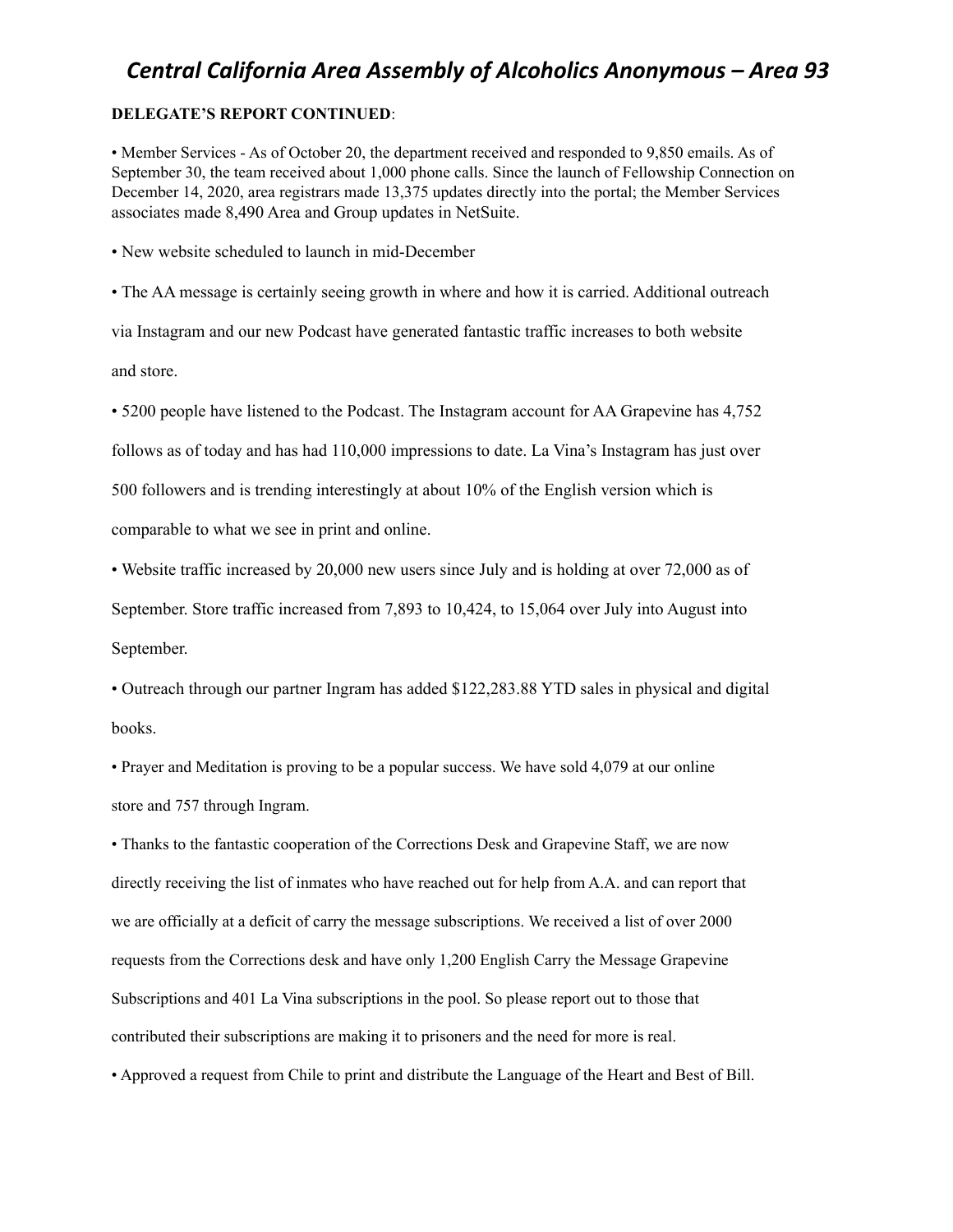# Central California Area Assembly of Alcoholics Anonymous – Area 93

**DELEGATE'S REPORT CONTINUED**:

• Member Services - As of October 20, the department received and responded to 9,850 emails. As of September 30, the team received about 1,000 phone calls. Since the launch of Fellowship Connection on December 14, 2020, area registrars made 13,375 updates directly into the portal; the Member Services associates made 8,490 Area and Group updates in NetSuite.

• New website scheduled to launch in mid-December

• The AA message is certainly seeing growth in where and how it is carried. Additional outreach via Instagram and our new Podcast have generated fantastic traffic increases to both website and store.

• 5200 people have listened to the Podcast. The Instagram account for AA Grapevine has 4,752 follows as of today and has had 110,000 impressions to date. La Vina's Instagram has just over 500 followers and is trending interestingly at about 10% of the English version which is comparable to what we see in print and online.

• Website traffic increased by 20,000 new users since July and is holding at over 72,000 as of September. Store traffic increased from 7,893 to 10,424, to 15,064 over July into August into September.

• Outreach through our partner Ingram has added $122,283.88 YTD sales in physical and digital books.

• Prayer and Meditation is proving to be a popular success. We have sold 4,079 at our online store and 757 through Ingram.

• Thanks to the fantastic cooperation of the Corrections Desk and Grapevine Staff, we are now directly receiving the list of inmates who have reached out for help from A.A. and can report that we are officially at a deficit of carry the message subscriptions. We received a list of over 2000 requests from the Corrections desk and have only 1,200 English Carry the Message Grapevine Subscriptions and 401 La Vina subscriptions in the pool. So please report out to those that contributed their subscriptions are making it to prisoners and the need for more is real.

• Approved a request from Chile to print and distribute the Language of the Heart and Best of Bill.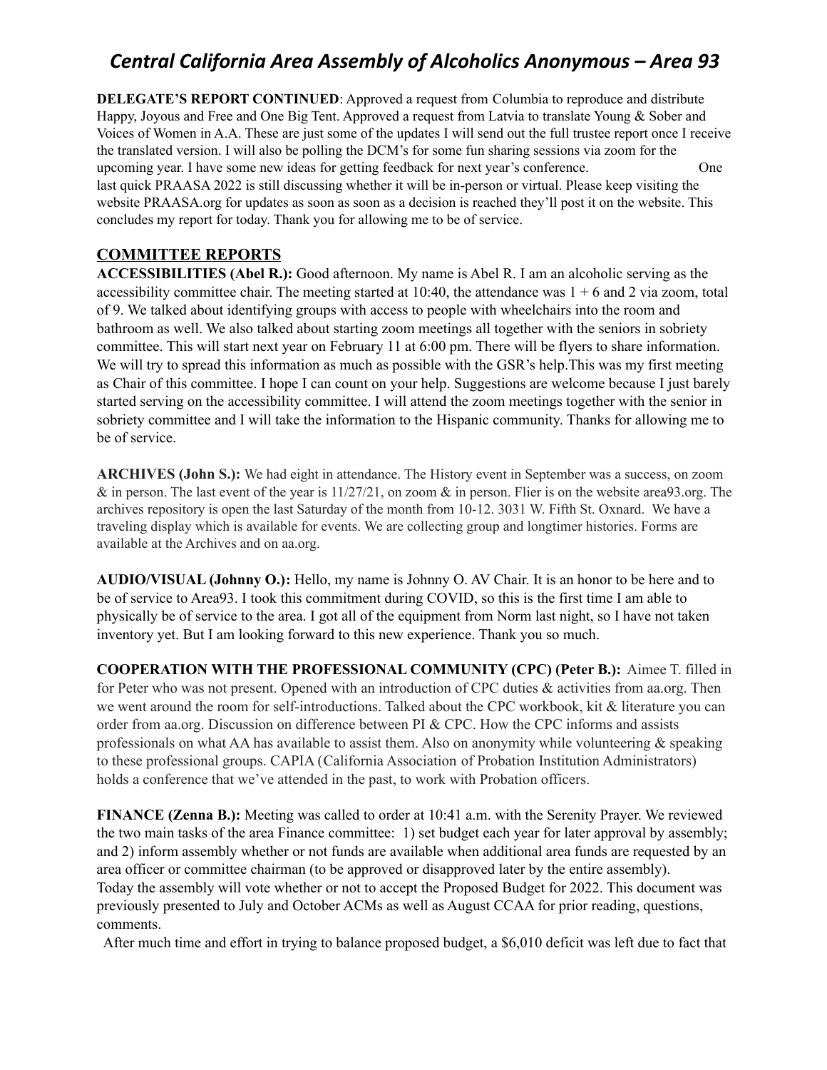**DELEGATE'S REPORT CONTINUED**: Approved a request from Columbia to reproduce and distribute Happy, Joyous and Free and One Big Tent. Approved a request from Latvia to translate Young & Sober and Voices of Women in A.A. These are just some of the updates I will send out the full trustee report once I receive the translated version. I will also be polling the DCM's for some fun sharing sessions via zoom for the upcoming year. I have some new ideas for getting feedback for next year's conference. One last quick PRAASA 2022 is still discussing whether it will be in-person or virtual. Please keep visiting the website PRAASA.org for updates as soon as soon as a decision is reached they'll post it on the website. This concludes my report for today. Thank you for allowing me to be of service.

## COMMITTEE REPORTS

**ACCESSIBILITIES (Abel R.):** Good afternoon. My name is Abel R. I am an alcoholic serving as the accessibility committee chair. The meeting started at 10:40, the attendance was 1 + 6 and 2 via zoom, total of 9. We talked about identifying groups with access to people with wheelchairs into the room and bathroom as well. We also talked about starting zoom meetings all together with the seniors in sobriety committee. This will start next year on February 11 at 6:00 pm. There will be flyers to share information. We will try to spread this information as much as possible with the GSR's help.This was my first meeting as Chair of this committee. I hope I can count on your help. Suggestions are welcome because I just barely started serving on the accessibility committee. I will attend the zoom meetings together with the senior in sobriety committee and I will take the information to the Hispanic community. Thanks for allowing me to be of service.

**ARCHIVES (John S.):** We had eight in attendance. The History event in September was a success, on zoom & in person. The last event of the year is 11/27/21, on zoom & in person. Flier is on the website area93.org. The archives repository is open the last Saturday of the month from 10-12. 3031 W. Fifth St. Oxnard. We have a traveling display which is available for events. We are collecting group and longtimer histories. Forms are available at the Archives and on aa.org.

**AUDIO/VISUAL (Johnny O.):** Hello, my name is Johnny O. AV Chair. It is an honor to be here and to be of service to Area93. I took this commitment during COVID, so this is the first time I am able to physically be of service to the area. I got all of the equipment from Norm last night, so I have not taken inventory yet. But I am looking forward to this new experience. Thank you so much.

**COOPERATION WITH THE PROFESSIONAL COMMUNITY (CPC) (Peter B.):** Aimee T. filled in for Peter who was not present. Opened with an introduction of CPC duties & activities from aa.org. Then we went around the room for self-introductions. Talked about the CPC workbook, kit & literature you can order from aa.org. Discussion on difference between PI & CPC. How the CPC informs and assists professionals on what AA has available to assist them. Also on anonymity while volunteering & speaking to these professional groups. CAPIA (California Association of Probation Institution Administrators) holds a conference that we've attended in the past, to work with Probation officers.

**FINANCE (Zenna B.):** Meeting was called to order at 10:41 a.m. with the Serenity Prayer. We reviewed the two main tasks of the area Finance committee: 1) set budget each year for later approval by assembly; and 2) inform assembly whether or not funds are available when additional area funds are requested by an area officer or committee chairman (to be approved or disapproved later by the entire assembly).
Today the assembly will vote whether or not to accept the Proposed Budget for 2022. This document was previously presented to July and October ACMs as well as August CCAA for prior reading, questions, comments.

After much time and effort in trying to balance proposed budget, a $6,010 deficit was left due to fact that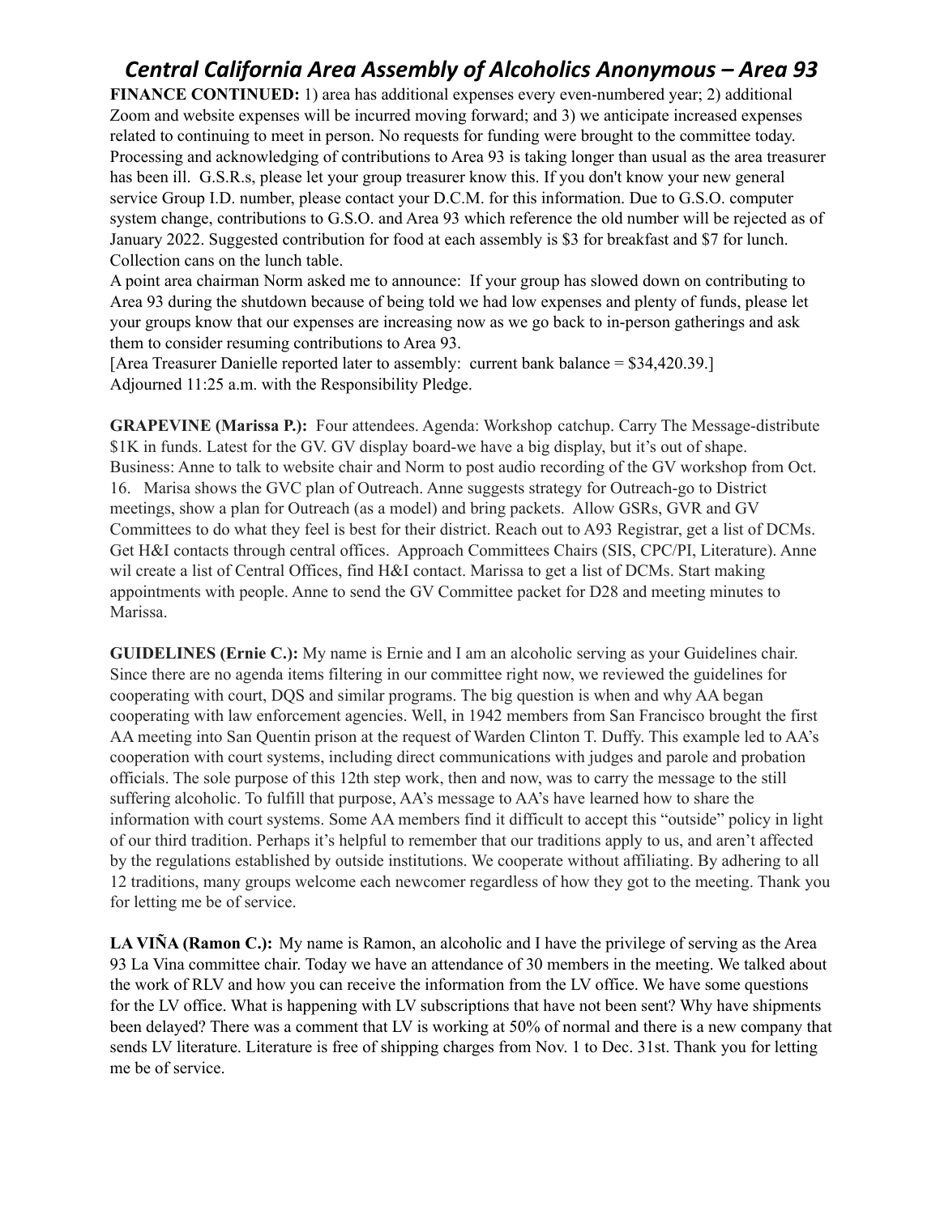**FINANCE CONTINUED:** 1) area has additional expenses every even-numbered year; 2) additional Zoom and website expenses will be incurred moving forward; and 3) we anticipate increased expenses related to continuing to meet in person. No requests for funding were brought to the committee today. Processing and acknowledging of contributions to Area 93 is taking longer than usual as the area treasurer has been ill. G.S.R.s, please let your group treasurer know this. If you don't know your new general service Group I.D. number, please contact your D.C.M. for this information. Due to G.S.O. computer system change, contributions to G.S.O. and Area 93 which reference the old number will be rejected as of January 2022. Suggested contribution for food at each assembly is $3 for breakfast and $7 for lunch. Collection cans on the lunch table.
A point area chairman Norm asked me to announce: If your group has slowed down on contributing to Area 93 during the shutdown because of being told we had low expenses and plenty of funds, please let your groups know that our expenses are increasing now as we go back to in-person gatherings and ask them to consider resuming contributions to Area 93.
[Area Treasurer Danielle reported later to assembly: current bank balance = $34,420.39.]
Adjourned 11:25 a.m. with the Responsibility Pledge.

**GRAPEVINE (Marissa P.):** Four attendees. Agenda: Workshop catchup. Carry The Message-distribute $1K in funds. Latest for the GV. GV display board-we have a big display, but it's out of shape. Business: Anne to talk to website chair and Norm to post audio recording of the GV workshop from Oct. 16. Marisa shows the GVC plan of Outreach. Anne suggests strategy for Outreach-go to District meetings, show a plan for Outreach (as a model) and bring packets. Allow GSRs, GVR and GV Committees to do what they feel is best for their district. Reach out to A93 Registrar, get a list of DCMs. Get H&I contacts through central offices. Approach Committees Chairs (SIS, CPC/PI, Literature). Anne wil create a list of Central Offices, find H&I contact. Marissa to get a list of DCMs. Start making appointments with people. Anne to send the GV Committee packet for D28 and meeting minutes to Marissa.

**GUIDELINES (Ernie C.):** My name is Ernie and I am an alcoholic serving as your Guidelines chair. Since there are no agenda items filtering in our committee right now, we reviewed the guidelines for cooperating with court, DQS and similar programs. The big question is when and why AA began cooperating with law enforcement agencies. Well, in 1942 members from San Francisco brought the first AA meeting into San Quentin prison at the request of Warden Clinton T. Duffy. This example led to AA's cooperation with court systems, including direct communications with judges and parole and probation officials. The sole purpose of this 12th step work, then and now, was to carry the message to the still suffering alcoholic. To fulfill that purpose, AA's message to AA's have learned how to share the information with court systems. Some AA members find it difficult to accept this "outside" policy in light of our third tradition. Perhaps it's helpful to remember that our traditions apply to us, and aren't affected by the regulations established by outside institutions. We cooperate without affiliating. By adhering to all 12 traditions, many groups welcome each newcomer regardless of how they got to the meeting. Thank you for letting me be of service.

**LA VIÑA (Ramon C.):** My name is Ramon, an alcoholic and I have the privilege of serving as the Area 93 La Vina committee chair. Today we have an attendance of 30 members in the meeting. We talked about the work of RLV and how you can receive the information from the LV office. We have some questions for the LV office. What is happening with LV subscriptions that have not been sent? Why have shipments been delayed? There was a comment that LV is working at 50% of normal and there is a new company that sends LV literature. Literature is free of shipping charges from Nov. 1 to Dec. 31st. Thank you for letting me be of service.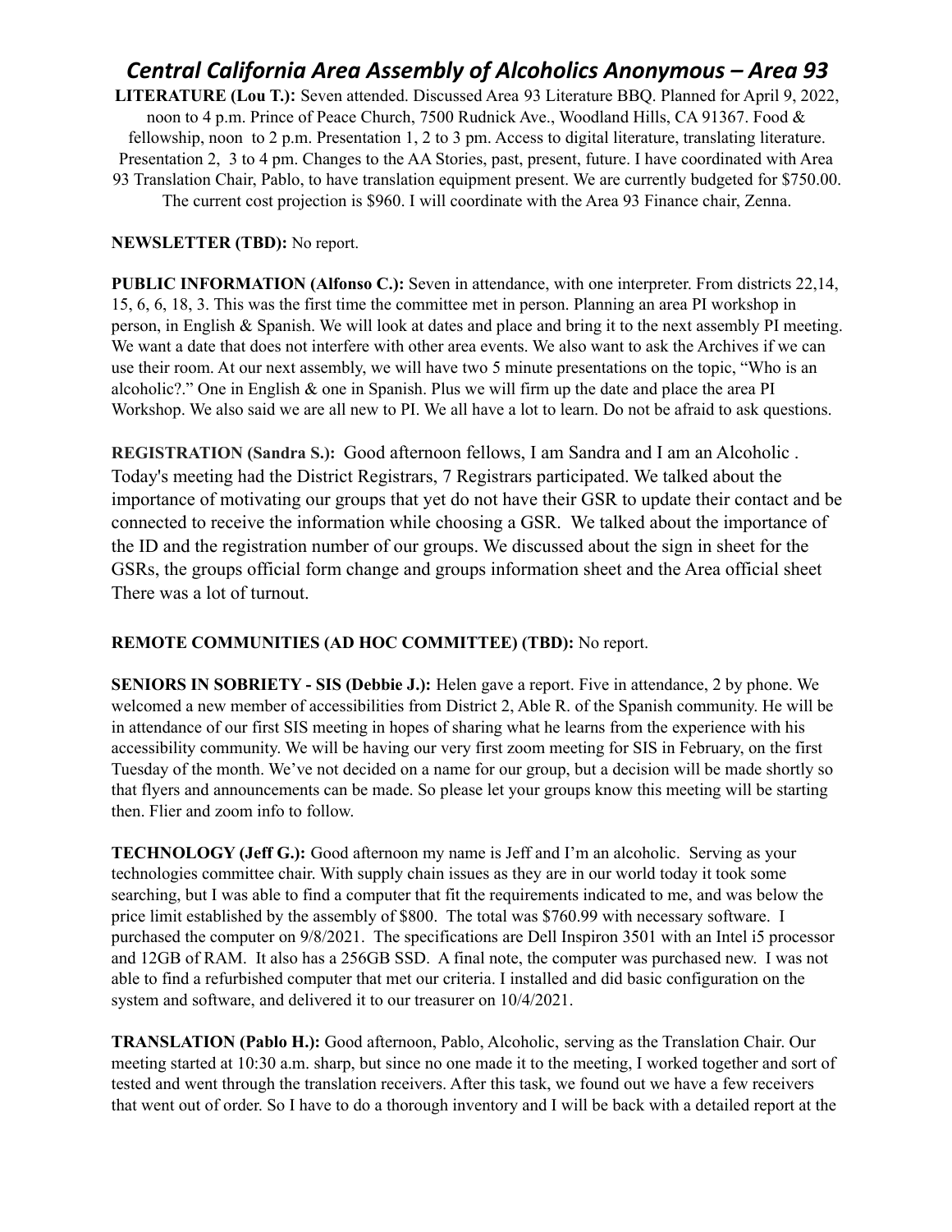# *Central California Area Assembly of Alcoholics Anonymous – Area 93*

**LITERATURE (Lou T.):** Seven attended. Discussed Area 93 Literature BBQ. Planned for April 9, 2022, noon to 4 p.m. Prince of Peace Church, 7500 Rudnick Ave., Woodland Hills, CA 91367. Food & fellowship, noon to 2 p.m. Presentation 1, 2 to 3 pm. Access to digital literature, translating literature. Presentation 2, 3 to 4 pm. Changes to the AA Stories, past, present, future. I have coordinated with Area 93 Translation Chair, Pablo, to have translation equipment present. We are currently budgeted for $750.00. The current cost projection is $960. I will coordinate with the Area 93 Finance chair, Zenna.

**NEWSLETTER (TBD):** No report.

**PUBLIC INFORMATION (Alfonso C.):** Seven in attendance, with one interpreter. From districts 22,14, 15, 6, 6, 18, 3. This was the first time the committee met in person. Planning an area PI workshop in person, in English & Spanish. We will look at dates and place and bring it to the next assembly PI meeting. We want a date that does not interfere with other area events. We also want to ask the Archives if we can use their room. At our next assembly, we will have two 5 minute presentations on the topic, "Who is an alcoholic?." One in English & one in Spanish. Plus we will firm up the date and place the area PI Workshop. We also said we are all new to PI. We all have a lot to learn. Do not be afraid to ask questions.

**REGISTRATION (Sandra S.):** Good afternoon fellows, I am Sandra and I am an Alcoholic . Today's meeting had the District Registrars, 7 Registrars participated. We talked about the importance of motivating our groups that yet do not have their GSR to update their contact and be connected to receive the information while choosing a GSR. We talked about the importance of the ID and the registration number of our groups. We discussed about the sign in sheet for the GSRs, the groups official form change and groups information sheet and the Area official sheet There was a lot of turnout.

**REMOTE COMMUNITIES (AD HOC COMMITTEE) (TBD):** No report.

**SENIORS IN SOBRIETY - SIS (Debbie J.):** Helen gave a report. Five in attendance, 2 by phone. We welcomed a new member of accessibilities from District 2, Able R. of the Spanish community. He will be in attendance of our first SIS meeting in hopes of sharing what he learns from the experience with his accessibility community. We will be having our very first zoom meeting for SIS in February, on the first Tuesday of the month. We've not decided on a name for our group, but a decision will be made shortly so that flyers and announcements can be made. So please let your groups know this meeting will be starting then. Flier and zoom info to follow.

**TECHNOLOGY (Jeff G.):** Good afternoon my name is Jeff and I'm an alcoholic. Serving as your technologies committee chair. With supply chain issues as they are in our world today it took some searching, but I was able to find a computer that fit the requirements indicated to me, and was below the price limit established by the assembly of $800. The total was $760.99 with necessary software. I purchased the computer on 9/8/2021. The specifications are Dell Inspiron 3501 with an Intel i5 processor and 12GB of RAM. It also has a 256GB SSD. A final note, the computer was purchased new. I was not able to find a refurbished computer that met our criteria. I installed and did basic configuration on the system and software, and delivered it to our treasurer on 10/4/2021.

**TRANSLATION (Pablo H.):** Good afternoon, Pablo, Alcoholic, serving as the Translation Chair. Our meeting started at 10:30 a.m. sharp, but since no one made it to the meeting, I worked together and sort of tested and went through the translation receivers. After this task, we found out we have a few receivers that went out of order. So I have to do a thorough inventory and I will be back with a detailed report at the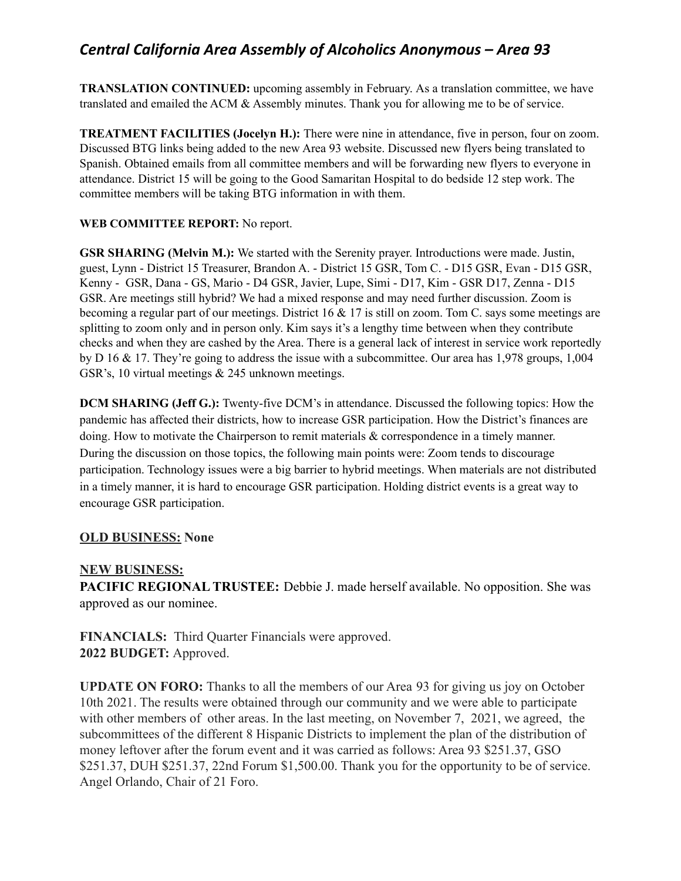**TRANSLATION CONTINUED:** upcoming assembly in February. As a translation committee, we have translated and emailed the ACM & Assembly minutes. Thank you for allowing me to be of service.

**TREATMENT FACILITIES (Jocelyn H.):** There were nine in attendance, five in person, four on zoom. Discussed BTG links being added to the new Area 93 website. Discussed new flyers being translated to Spanish. Obtained emails from all committee members and will be forwarding new flyers to everyone in attendance. District 15 will be going to the Good Samaritan Hospital to do bedside 12 step work. The committee members will be taking BTG information in with them.

**WEB COMMITTEE REPORT:** No report.

**GSR SHARING (Melvin M.):** We started with the Serenity prayer. Introductions were made. Justin, guest, Lynn - District 15 Treasurer, Brandon A. - District 15 GSR, Tom C. - D15 GSR, Evan - D15 GSR, Kenny - GSR, Dana - GS, Mario - D4 GSR, Javier, Lupe, Simi - D17, Kim - GSR D17, Zenna - D15 GSR. Are meetings still hybrid? We had a mixed response and may need further discussion. Zoom is becoming a regular part of our meetings. District 16 & 17 is still on zoom. Tom C. says some meetings are splitting to zoom only and in person only. Kim says it's a lengthy time between when they contribute checks and when they are cashed by the Area. There is a general lack of interest in service work reportedly by D 16 & 17. They're going to address the issue with a subcommittee. Our area has 1,978 groups, 1,004 GSR's, 10 virtual meetings & 245 unknown meetings.

**DCM SHARING (Jeff G.):** Twenty-five DCM's in attendance. Discussed the following topics: How the pandemic has affected their districts, how to increase GSR participation. How the District's finances are doing. How to motivate the Chairperson to remit materials & correspondence in a timely manner. During the discussion on those topics, the following main points were: Zoom tends to discourage participation. Technology issues were a big barrier to hybrid meetings. When materials are not distributed in a timely manner, it is hard to encourage GSR participation. Holding district events is a great way to encourage GSR participation.

**OLD BUSINESS: None**

**NEW BUSINESS:**

**PACIFIC REGIONAL TRUSTEE:** Debbie J. made herself available. No opposition. She was approved as our nominee.

**FINANCIALS:** Third Quarter Financials were approved.
**2022 BUDGET:** Approved.

**UPDATE ON FORO:** Thanks to all the members of our Area 93 for giving us joy on October 10th 2021. The results were obtained through our community and we were able to participate with other members of other areas. In the last meeting, on November 7, 2021, we agreed, the subcommittees of the different 8 Hispanic Districts to implement the plan of the distribution of money leftover after the forum event and it was carried as follows: Area 93 $251.37, GSO $251.37, DUH $251.37, 22nd Forum $1,500.00. Thank you for the opportunity to be of service. Angel Orlando, Chair of 21 Foro.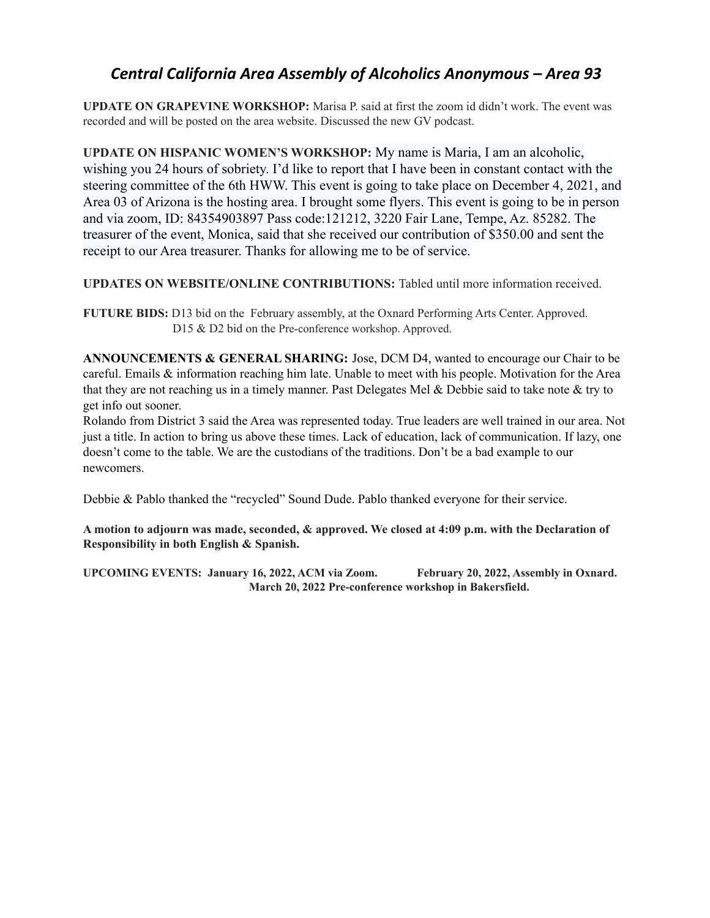# *Central California Area Assembly of Alcoholics Anonymous – Area 93*

**UPDATE ON GRAPEVINE WORKSHOP:** Marisa P. said at first the zoom id didn't work. The event was recorded and will be posted on the area website. Discussed the new GV podcast.

**UPDATE ON HISPANIC WOMEN'S WORKSHOP:** My name is Maria, I am an alcoholic, wishing you 24 hours of sobriety. I'd like to report that I have been in constant contact with the steering committee of the 6th HWW. This event is going to take place on December 4, 2021, and Area 03 of Arizona is the hosting area. I brought some flyers. This event is going to be in person and via zoom, ID: 84354903897 Pass code:121212, 3220 Fair Lane, Tempe, Az. 85282. The treasurer of the event, Monica, said that she received our contribution of $350.00 and sent the receipt to our Area treasurer. Thanks for allowing me to be of service.

**UPDATES ON WEBSITE/ONLINE CONTRIBUTIONS:** Tabled until more information received.

**FUTURE BIDS:** D13 bid on the February assembly, at the Oxnard Performing Arts Center. Approved.
D15 & D2 bid on the Pre-conference workshop. Approved.

**ANNOUNCEMENTS & GENERAL SHARING:** Jose, DCM D4, wanted to encourage our Chair to be careful. Emails & information reaching him late. Unable to meet with his people. Motivation for the Area that they are not reaching us in a timely manner. Past Delegates Mel & Debbie said to take note & try to get info out sooner.
Rolando from District 3 said the Area was represented today. True leaders are well trained in our area. Not just a title. In action to bring us above these times. Lack of education, lack of communication. If lazy, one doesn't come to the table. We are the custodians of the traditions. Don't be a bad example to our newcomers.

Debbie & Pablo thanked the "recycled" Sound Dude. Pablo thanked everyone for their service.

**A motion to adjourn was made, seconded, & approved. We closed at 4:09 p.m. with the Declaration of Responsibility in both English & Spanish.**

**UPCOMING EVENTS: January 16, 2022, ACM via Zoom. February 20, 2022, Assembly in Oxnard. March 20, 2022 Pre-conference workshop in Bakersfield.**